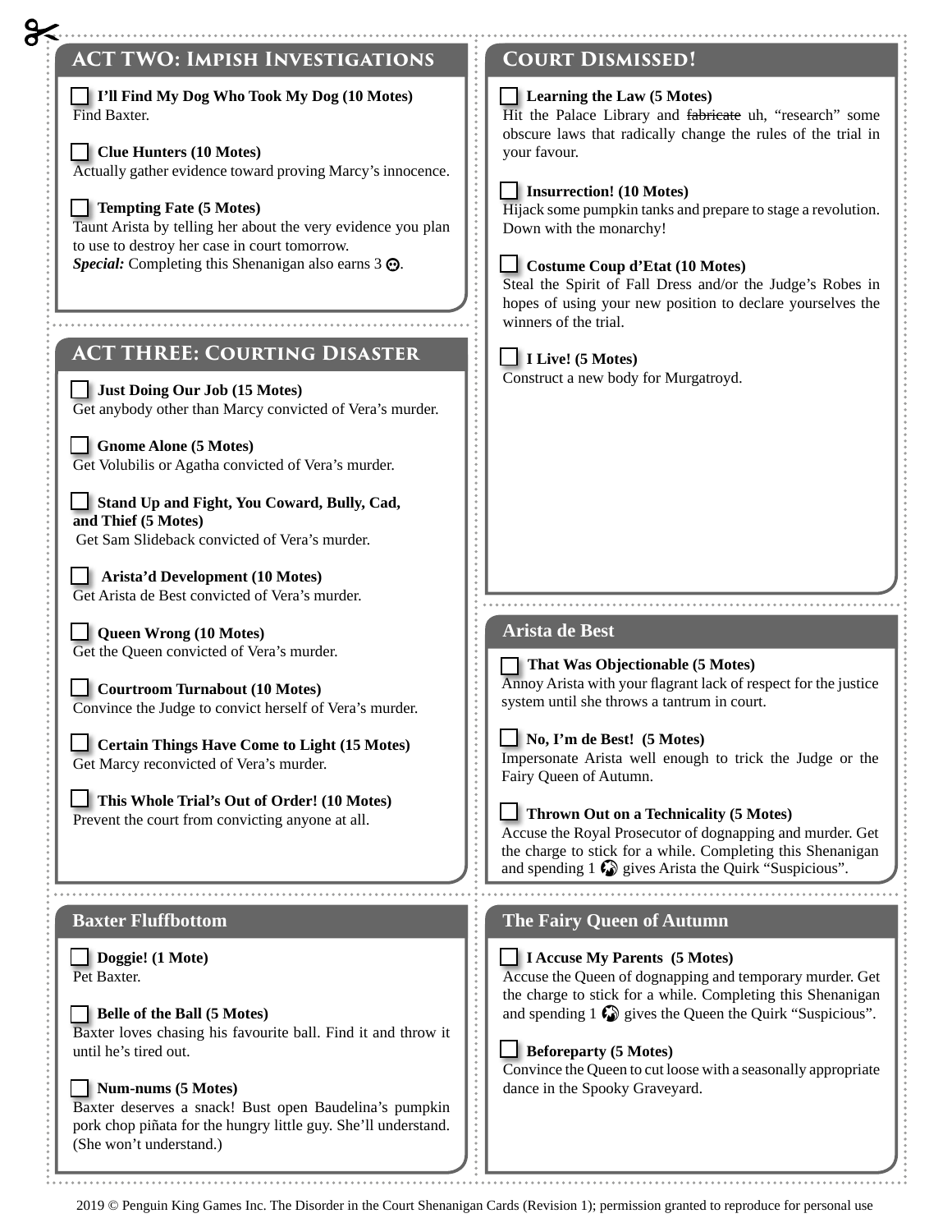## ACT TWO: Impish Investigations

☐ **I'll Find My Dog Who Took My Dog (10 Motes)**
Find Baxter.

☐ **Clue Hunters (10 Motes)**
Actually gather evidence toward proving Marcy's innocence.

☐ **Tempting Fate (5 Motes)**
Taunt Arista by telling her about the very evidence you plan to use to destroy her case in court tomorrow.
***Special:*** Completing this Shenanigan also earns 3 ☹.

## ACT THREE: Courting Disaster

☐ **Just Doing Our Job (15 Motes)**
Get anybody other than Marcy convicted of Vera's murder.

☐ **Gnome Alone (5 Motes)**
Get Volubilis or Agatha convicted of Vera's murder.

☐ **Stand Up and Fight, You Coward, Bully, Cad, and Thief (5 Motes)**
Get Sam Slideback convicted of Vera's murder.

☐ **Arista'd Development (10 Motes)**
Get Arista de Best convicted of Vera's murder.

☐ **Queen Wrong (10 Motes)**
Get the Queen convicted of Vera's murder.

☐ **Courtroom Turnabout (10 Motes)**
Convince the Judge to convict herself of Vera's murder.

☐ **Certain Things Have Come to Light (15 Motes)**
Get Marcy reconvicted of Vera's murder.

☐ **This Whole Trial's Out of Order! (10 Motes)**
Prevent the court from convicting anyone at all.

## Baxter Fluffbottom

☐ **Doggie! (1 Mote)**
Pet Baxter.

☐ **Belle of the Ball (5 Motes)**
Baxter loves chasing his favourite ball. Find it and throw it until he's tired out.

☐ **Num-nums (5 Motes)**
Baxter deserves a snack! Bust open Baudelina's pumpkin pork chop piñata for the hungry little guy. She'll understand. (She won't understand.)

## Court Dismissed!

☐ **Learning the Law (5 Motes)**
Hit the Palace Library and ~~fabricate~~ uh, "research" some obscure laws that radically change the rules of the trial in your favour.

☐ **Insurrection! (10 Motes)**
Hijack some pumpkin tanks and prepare to stage a revolution. Down with the monarchy!

☐ **Costume Coup d'Etat (10 Motes)**
Steal the Spirit of Fall Dress and/or the Judge's Robes in hopes of using your new position to declare yourselves the winners of the trial.

☐ **I Live! (5 Motes)**
Construct a new body for Murgatroyd.

## Arista de Best

☐ **That Was Objectionable (5 Motes)**
Annoy Arista with your flagrant lack of respect for the justice system until she throws a tantrum in court.

☐ **No, I'm de Best! (5 Motes)**
Impersonate Arista well enough to trick the Judge or the Fairy Queen of Autumn.

☐ **Thrown Out on a Technicality (5 Motes)**
Accuse the Royal Prosecutor of dognapping and murder. Get the charge to stick for a while. Completing this Shenanigan and spending 1 ⚙ gives Arista the Quirk "Suspicious".

## The Fairy Queen of Autumn

☐ **I Accuse My Parents (5 Motes)**
Accuse the Queen of dognapping and temporary murder. Get the charge to stick for a while. Completing this Shenanigan and spending 1 ⚙ gives the Queen the Quirk "Suspicious".

☐ **Beforeparty (5 Motes)**
Convince the Queen to cut loose with a seasonally appropriate dance in the Spooky Graveyard.

2019 © Penguin King Games Inc. The Disorder in the Court Shenanigan Cards (Revision 1); permission granted to reproduce for personal use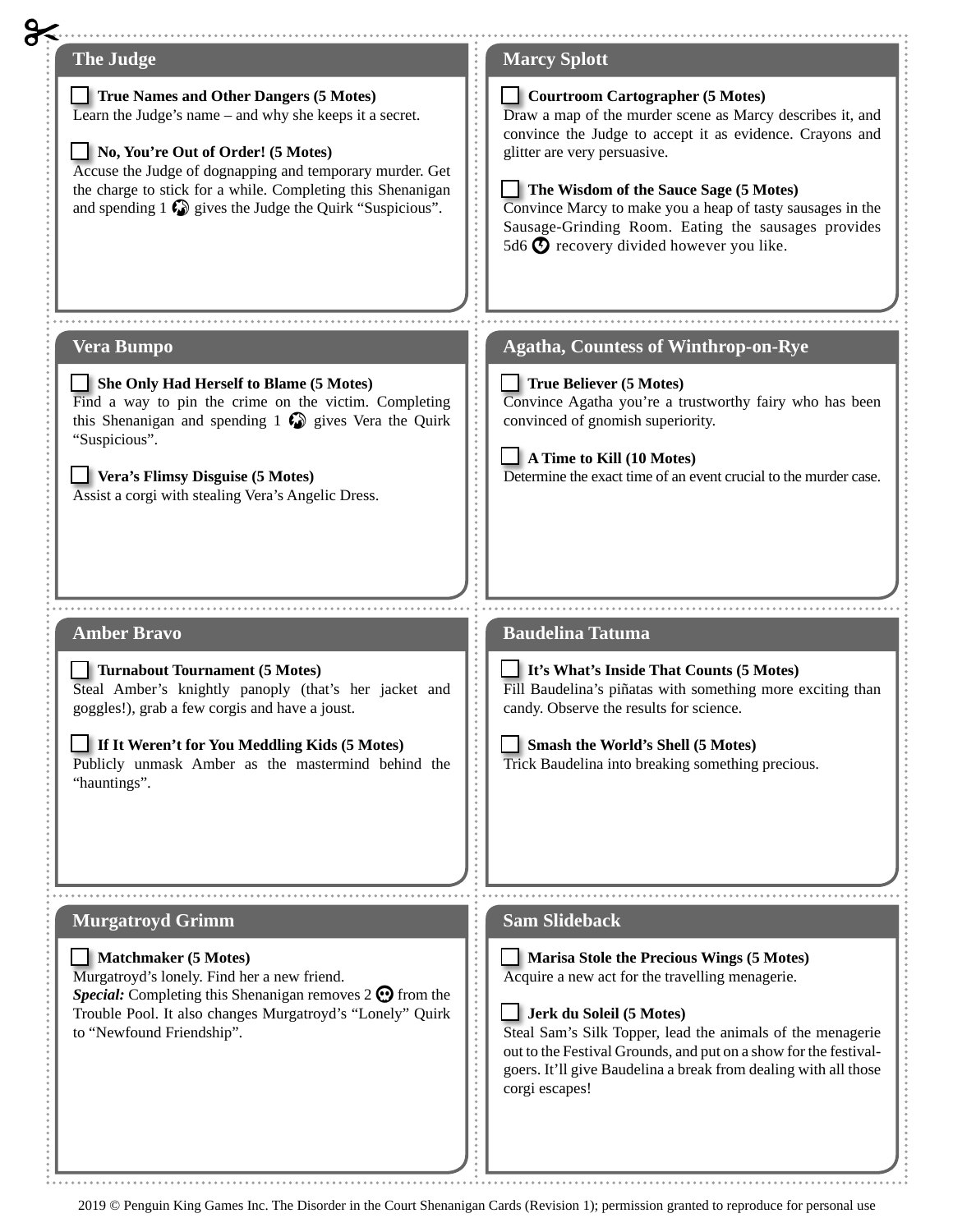## The Judge

☐ **True Names and Other Dangers (5 Motes)**
Learn the Judge's name – and why she keeps it a secret.

☐ **No, You're Out of Order! (5 Motes)**
Accuse the Judge of dognapping and temporary murder. Get the charge to stick for a while. Completing this Shenanigan and spending 1 gives the Judge the Quirk "Suspicious".

## Marcy Splott

☐ **Courtroom Cartographer (5 Motes)**
Draw a map of the murder scene as Marcy describes it, and convince the Judge to accept it as evidence. Crayons and glitter are very persuasive.

☐ **The Wisdom of the Sauce Sage (5 Motes)**
Convince Marcy to make you a heap of tasty sausages in the Sausage-Grinding Room. Eating the sausages provides 5d6 recovery divided however you like.

## Vera Bumpo

☐ **She Only Had Herself to Blame (5 Motes)**
Find a way to pin the crime on the victim. Completing this Shenanigan and spending 1 gives Vera the Quirk "Suspicious".

☐ **Vera's Flimsy Disguise (5 Motes)**
Assist a corgi with stealing Vera's Angelic Dress.

## Agatha, Countess of Winthrop-on-Rye

☐ **True Believer (5 Motes)**
Convince Agatha you're a trustworthy fairy who has been convinced of gnomish superiority.

☐ **A Time to Kill (10 Motes)**
Determine the exact time of an event crucial to the murder case.

## Amber Bravo

☐ **Turnabout Tournament (5 Motes)**
Steal Amber's knightly panoply (that's her jacket and goggles!), grab a few corgis and have a joust.

☐ **If It Weren't for You Meddling Kids (5 Motes)**
Publicly unmask Amber as the mastermind behind the "hauntings".

## Baudelina Tatuma

☐ **It's What's Inside That Counts (5 Motes)**
Fill Baudelina's piñatas with something more exciting than candy. Observe the results for science.

☐ **Smash the World's Shell (5 Motes)**
Trick Baudelina into breaking something precious.

## Murgatroyd Grimm

☐ **Matchmaker (5 Motes)**
Murgatroyd's lonely. Find her a new friend.
***Special:*** Completing this Shenanigan removes 2 from the Trouble Pool. It also changes Murgatroyd's "Lonely" Quirk to "Newfound Friendship".

## Sam Slideback

☐ **Marisa Stole the Precious Wings (5 Motes)**
Acquire a new act for the travelling menagerie.

☐ **Jerk du Soleil (5 Motes)**
Steal Sam's Silk Topper, lead the animals of the menagerie out to the Festival Grounds, and put on a show for the festival-goers. It'll give Baudelina a break from dealing with all those corgi escapes!

2019 © Penguin King Games Inc. The Disorder in the Court Shenanigan Cards (Revision 1); permission granted to reproduce for personal use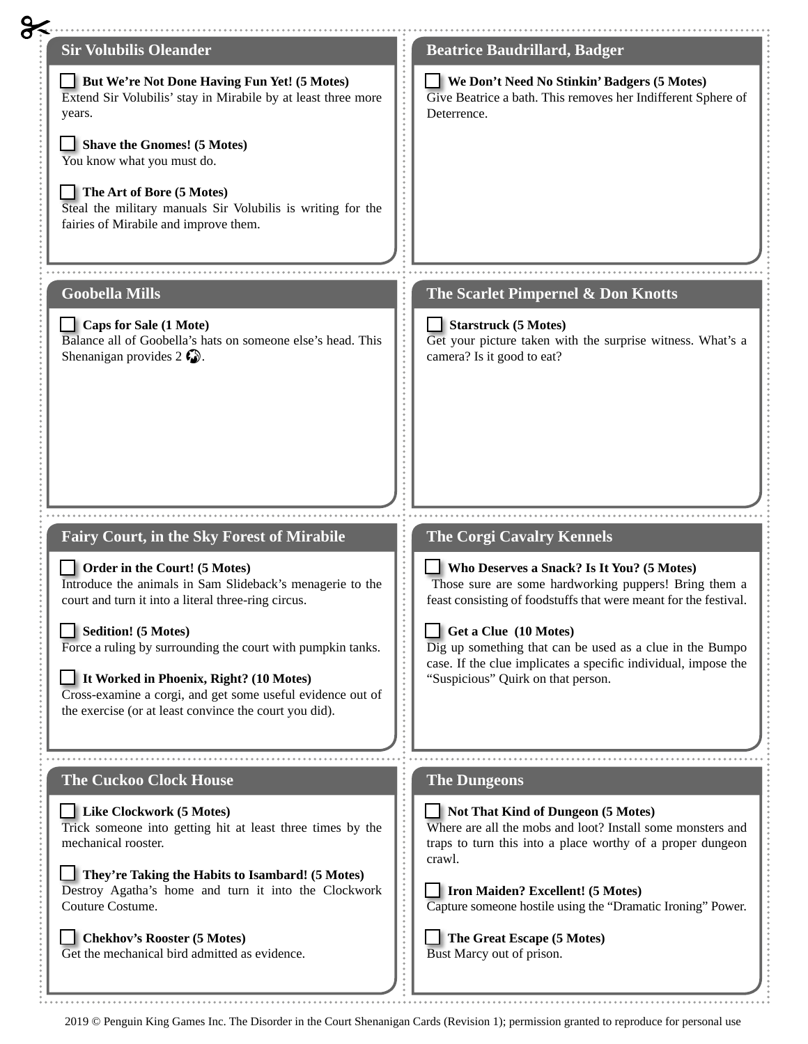## Sir Volubilis Oleander

☐ **But We're Not Done Having Fun Yet! (5 Motes)**
Extend Sir Volubilis' stay in Mirabile by at least three more years.

☐ **Shave the Gnomes! (5 Motes)**
You know what you must do.

☐ **The Art of Bore (5 Motes)**
Steal the military manuals Sir Volubilis is writing for the fairies of Mirabile and improve them.

## Beatrice Baudrillard, Badger

☐ **We Don't Need No Stinkin' Badgers (5 Motes)**
Give Beatrice a bath. This removes her Indifferent Sphere of Deterrence.

## Goobella Mills

☐ **Caps for Sale (1 Mote)**
Balance all of Goobella's hats on someone else's head. This Shenanigan provides 2 🌎.

## The Scarlet Pimpernel & Don Knotts

☐ **Starstruck (5 Motes)**
Get your picture taken with the surprise witness. What's a camera? Is it good to eat?

## Fairy Court, in the Sky Forest of Mirabile

☐ **Order in the Court! (5 Motes)**
Introduce the animals in Sam Slideback's menagerie to the court and turn it into a literal three-ring circus.

☐ **Sedition! (5 Motes)**
Force a ruling by surrounding the court with pumpkin tanks.

☐ **It Worked in Phoenix, Right? (10 Motes)**
Cross-examine a corgi, and get some useful evidence out of the exercise (or at least convince the court you did).

## The Corgi Cavalry Kennels

☐ **Who Deserves a Snack? Is It You? (5 Motes)**
Those sure are some hardworking puppers! Bring them a feast consisting of foodstuffs that were meant for the festival.

☐ **Get a Clue (10 Motes)**
Dig up something that can be used as a clue in the Bumpo case. If the clue implicates a specific individual, impose the "Suspicious" Quirk on that person.

## The Cuckoo Clock House

☐ **Like Clockwork (5 Motes)**
Trick someone into getting hit at least three times by the mechanical rooster.

☐ **They're Taking the Habits to Isambard! (5 Motes)**
Destroy Agatha's home and turn it into the Clockwork Couture Costume.

☐ **Chekhov's Rooster (5 Motes)**
Get the mechanical bird admitted as evidence.

## The Dungeons

☐ **Not That Kind of Dungeon (5 Motes)**
Where are all the mobs and loot? Install some monsters and traps to turn this into a place worthy of a proper dungeon crawl.

☐ **Iron Maiden? Excellent! (5 Motes)**
Capture someone hostile using the "Dramatic Ironing" Power.

☐ **The Great Escape (5 Motes)**
Bust Marcy out of prison.

2019 © Penguin King Games Inc. The Disorder in the Court Shenanigan Cards (Revision 1); permission granted to reproduce for personal use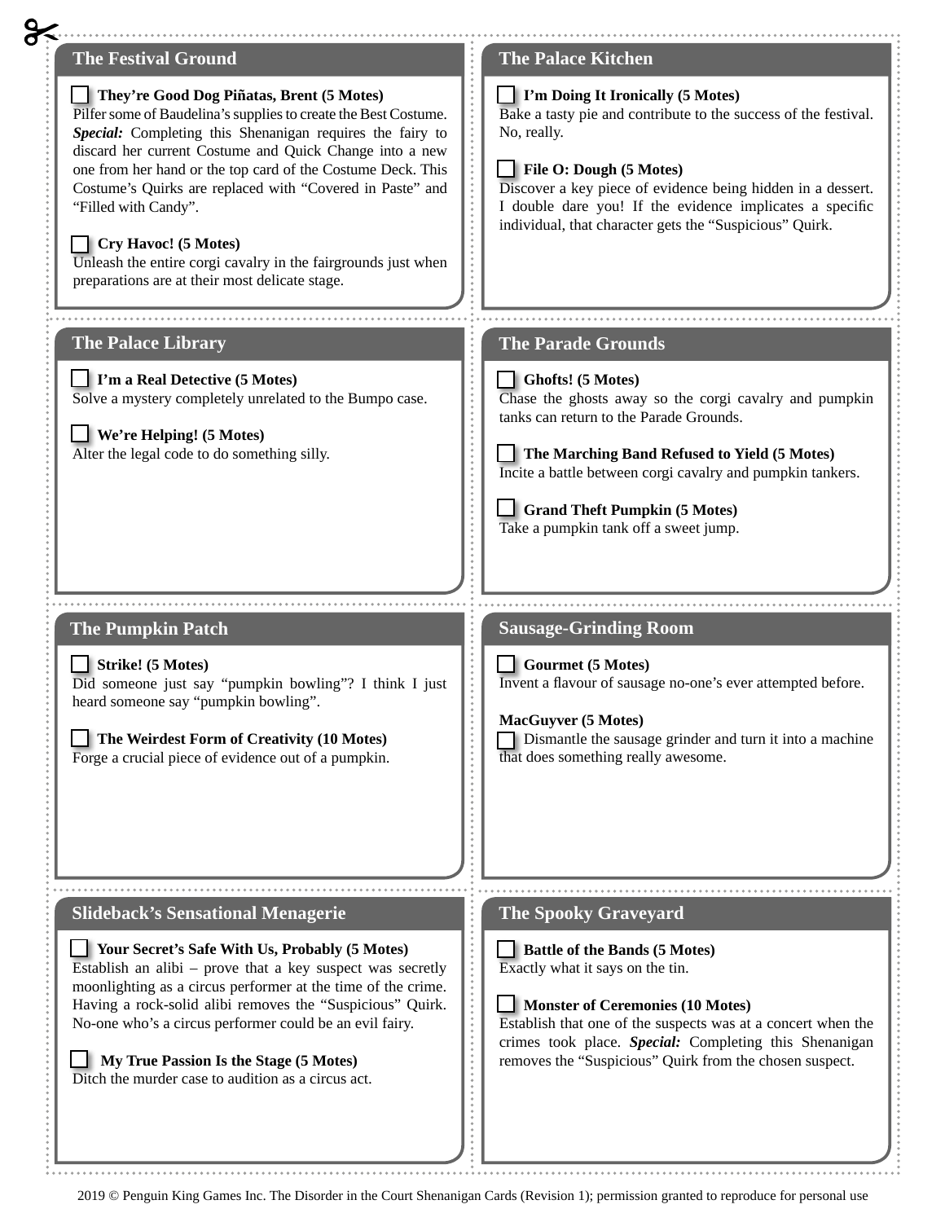## The Festival Ground

☐ **They're Good Dog Piñatas, Brent (5 Motes)**
Pilfer some of Baudelina's supplies to create the Best Costume. ***Special:*** Completing this Shenanigan requires the fairy to discard her current Costume and Quick Change into a new one from her hand or the top card of the Costume Deck. This Costume's Quirks are replaced with "Covered in Paste" and "Filled with Candy".

☐ **Cry Havoc! (5 Motes)**
Unleash the entire corgi cavalry in the fairgrounds just when preparations are at their most delicate stage.

## The Palace Kitchen

☐ **I'm Doing It Ironically (5 Motes)**
Bake a tasty pie and contribute to the success of the festival. No, really.

☐ **File O: Dough (5 Motes)**
Discover a key piece of evidence being hidden in a dessert. I double dare you! If the evidence implicates a specific individual, that character gets the "Suspicious" Quirk.

## The Palace Library

☐ **I'm a Real Detective (5 Motes)**
Solve a mystery completely unrelated to the Bumpo case.

☐ **We're Helping! (5 Motes)**
Alter the legal code to do something silly.

## The Parade Grounds

☐ **Ghofts! (5 Motes)**
Chase the ghosts away so the corgi cavalry and pumpkin tanks can return to the Parade Grounds.

☐ **The Marching Band Refused to Yield (5 Motes)**
Incite a battle between corgi cavalry and pumpkin tankers.

☐ **Grand Theft Pumpkin (5 Motes)**
Take a pumpkin tank off a sweet jump.

## The Pumpkin Patch

☐ **Strike! (5 Motes)**
Did someone just say "pumpkin bowling"? I think I just heard someone say "pumpkin bowling".

☐ **The Weirdest Form of Creativity (10 Motes)**
Forge a crucial piece of evidence out of a pumpkin.

## Sausage-Grinding Room

☐ **Gourmet (5 Motes)**
Invent a flavour of sausage no-one's ever attempted before.

**MacGuyver (5 Motes)**
☐ Dismantle the sausage grinder and turn it into a machine that does something really awesome.

## Slideback's Sensational Menagerie

☐ **Your Secret's Safe With Us, Probably (5 Motes)**
Establish an alibi – prove that a key suspect was secretly moonlighting as a circus performer at the time of the crime. Having a rock-solid alibi removes the "Suspicious" Quirk. No-one who's a circus performer could be an evil fairy.

☐ **My True Passion Is the Stage (5 Motes)**
Ditch the murder case to audition as a circus act.

## The Spooky Graveyard

☐ **Battle of the Bands (5 Motes)**
Exactly what it says on the tin.

☐ **Monster of Ceremonies (10 Motes)**
Establish that one of the suspects was at a concert when the crimes took place. ***Special:*** Completing this Shenanigan removes the "Suspicious" Quirk from the chosen suspect.

2019 © Penguin King Games Inc. The Disorder in the Court Shenanigan Cards (Revision 1); permission granted to reproduce for personal use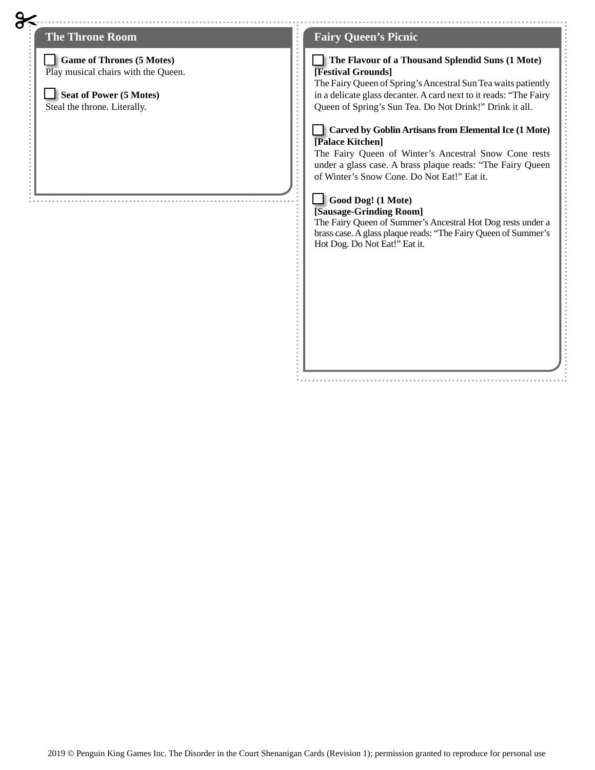## The Throne Room

☐ **Game of Thrones (5 Motes)**
Play musical chairs with the Queen.

☐ **Seat of Power (5 Motes)**
Steal the throne. Literally.

## Fairy Queen's Picnic

☐ **The Flavour of a Thousand Splendid Suns (1 Mote)**
**[Festival Grounds]**
The Fairy Queen of Spring's Ancestral Sun Tea waits patiently in a delicate glass decanter. A card next to it reads: "The Fairy Queen of Spring's Sun Tea. Do Not Drink!" Drink it all.

☐ **Carved by Goblin Artisans from Elemental Ice (1 Mote)**
**[Palace Kitchen]**
The Fairy Queen of Winter's Ancestral Snow Cone rests under a glass case. A brass plaque reads: "The Fairy Queen of Winter's Snow Cone. Do Not Eat!" Eat it.

☐ **Good Dog! (1 Mote)**
**[Sausage-Grinding Room]**
The Fairy Queen of Summer's Ancestral Hot Dog rests under a brass case. A glass plaque reads: "The Fairy Queen of Summer's Hot Dog. Do Not Eat!" Eat it.

2019 © Penguin King Games Inc. The Disorder in the Court Shenanigan Cards (Revision 1); permission granted to reproduce for personal use